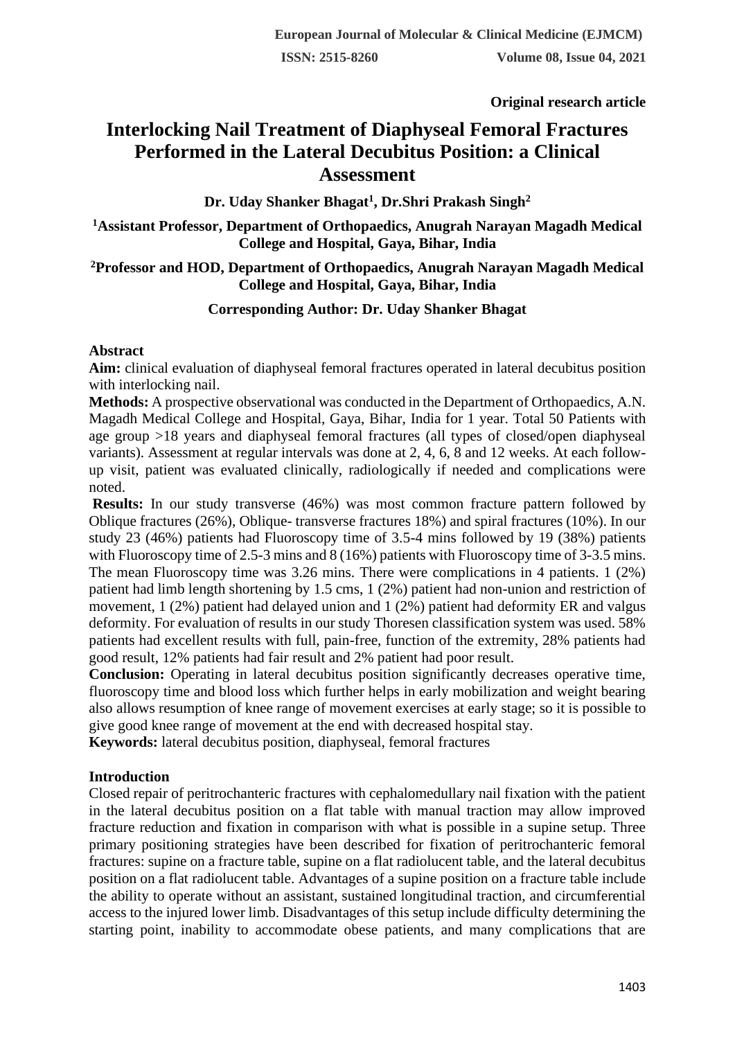**Original research article**

# Interlocking Nail Treatment of Diaphyseal Femoral Fractures Performed in the Lateral Decubitus Position: a Clinical Assessment

**Dr. Uday Shanker Bhagat[1], Dr.Shri Prakash Singh[2]**

**[1]Assistant Professor, Department of Orthopaedics, Anugrah Narayan Magadh Medical College and Hospital, Gaya, Bihar, India**

**[2]Professor and HOD, Department of Orthopaedics, Anugrah Narayan Magadh Medical College and Hospital, Gaya, Bihar, India**

**Corresponding Author: Dr. Uday Shanker Bhagat**

## Abstract

**Aim:** clinical evaluation of diaphyseal femoral fractures operated in lateral decubitus position with interlocking nail.

**Methods:** A prospective observational was conducted in the Department of Orthopaedics, A.N. Magadh Medical College and Hospital, Gaya, Bihar, India for 1 year. Total 50 Patients with age group >18 years and diaphyseal femoral fractures (all types of closed/open diaphyseal variants). Assessment at regular intervals was done at 2, 4, 6, 8 and 12 weeks. At each follow-up visit, patient was evaluated clinically, radiologically if needed and complications were noted.

**Results:** In our study transverse (46%) was most common fracture pattern followed by Oblique fractures (26%), Oblique- transverse fractures 18%) and spiral fractures (10%). In our study 23 (46%) patients had Fluoroscopy time of 3.5-4 mins followed by 19 (38%) patients with Fluoroscopy time of 2.5-3 mins and 8 (16%) patients with Fluoroscopy time of 3-3.5 mins. The mean Fluoroscopy time was 3.26 mins. There were complications in 4 patients. 1 (2%) patient had limb length shortening by 1.5 cms, 1 (2%) patient had non-union and restriction of movement, 1 (2%) patient had delayed union and 1 (2%) patient had deformity ER and valgus deformity. For evaluation of results in our study Thoresen classification system was used. 58% patients had excellent results with full, pain-free, function of the extremity, 28% patients had good result, 12% patients had fair result and 2% patient had poor result.

**Conclusion:** Operating in lateral decubitus position significantly decreases operative time, fluoroscopy time and blood loss which further helps in early mobilization and weight bearing also allows resumption of knee range of movement exercises at early stage; so it is possible to give good knee range of movement at the end with decreased hospital stay.

**Keywords:** lateral decubitus position, diaphyseal, femoral fractures

## Introduction

Closed repair of peritrochanteric fractures with cephalomedullary nail fixation with the patient in the lateral decubitus position on a flat table with manual traction may allow improved fracture reduction and fixation in comparison with what is possible in a supine setup. Three primary positioning strategies have been described for fixation of peritrochanteric femoral fractures: supine on a fracture table, supine on a flat radiolucent table, and the lateral decubitus position on a flat radiolucent table. Advantages of a supine position on a fracture table include the ability to operate without an assistant, sustained longitudinal traction, and circumferential access to the injured lower limb. Disadvantages of this setup include difficulty determining the starting point, inability to accommodate obese patients, and many complications that are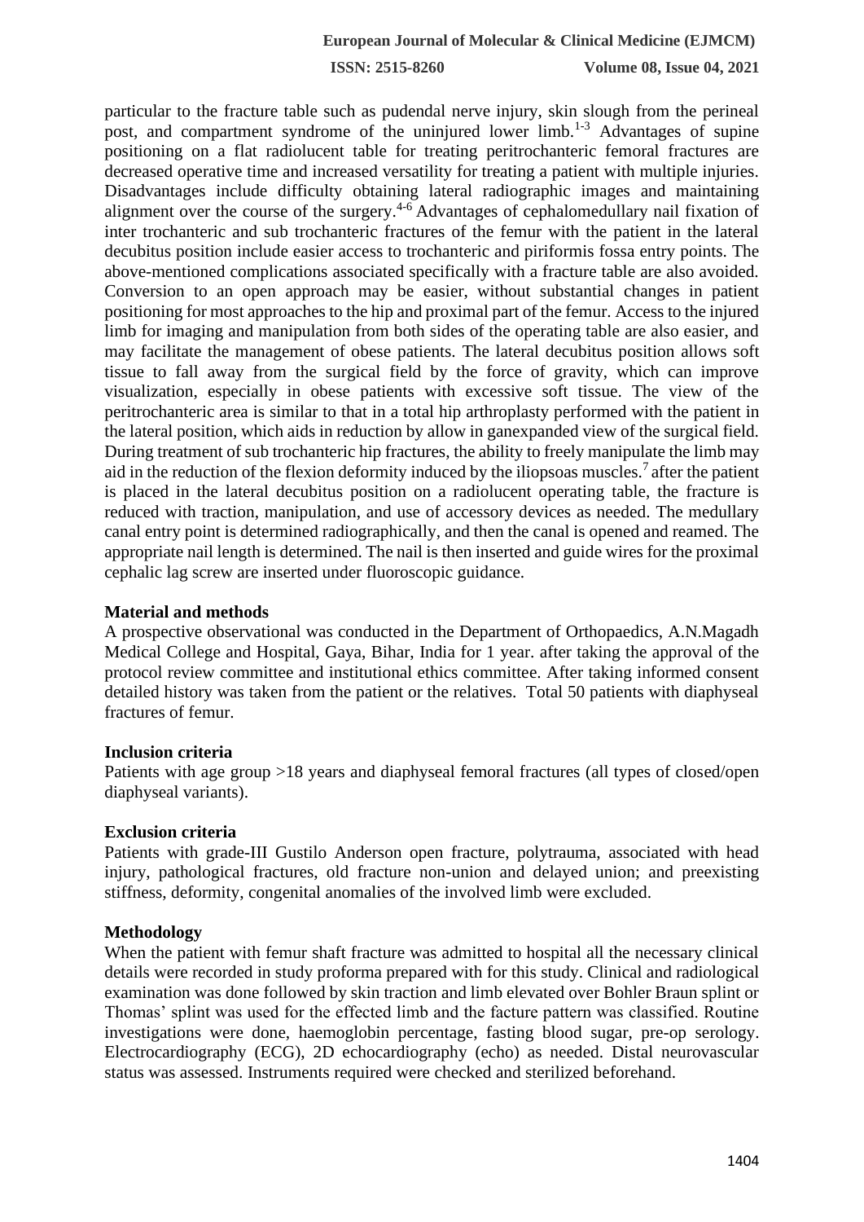particular to the fracture table such as pudendal nerve injury, skin slough from the perineal post, and compartment syndrome of the uninjured lower limb.[1-3] Advantages of supine positioning on a flat radiolucent table for treating peritrochanteric femoral fractures are decreased operative time and increased versatility for treating a patient with multiple injuries. Disadvantages include difficulty obtaining lateral radiographic images and maintaining alignment over the course of the surgery.[4-6] Advantages of cephalomedullary nail fixation of inter trochanteric and sub trochanteric fractures of the femur with the patient in the lateral decubitus position include easier access to trochanteric and piriformis fossa entry points. The above-mentioned complications associated specifically with a fracture table are also avoided. Conversion to an open approach may be easier, without substantial changes in patient positioning for most approaches to the hip and proximal part of the femur. Access to the injured limb for imaging and manipulation from both sides of the operating table are also easier, and may facilitate the management of obese patients. The lateral decubitus position allows soft tissue to fall away from the surgical field by the force of gravity, which can improve visualization, especially in obese patients with excessive soft tissue. The view of the peritrochanteric area is similar to that in a total hip arthroplasty performed with the patient in the lateral position, which aids in reduction by allow in ganexpanded view of the surgical field. During treatment of sub trochanteric hip fractures, the ability to freely manipulate the limb may aid in the reduction of the flexion deformity induced by the iliopsoas muscles.[7] after the patient is placed in the lateral decubitus position on a radiolucent operating table, the fracture is reduced with traction, manipulation, and use of accessory devices as needed. The medullary canal entry point is determined radiographically, and then the canal is opened and reamed. The appropriate nail length is determined. The nail is then inserted and guide wires for the proximal cephalic lag screw are inserted under fluoroscopic guidance.

## Material and methods

A prospective observational was conducted in the Department of Orthopaedics, A.N.Magadh Medical College and Hospital, Gaya, Bihar, India for 1 year. after taking the approval of the protocol review committee and institutional ethics committee. After taking informed consent detailed history was taken from the patient or the relatives. Total 50 patients with diaphyseal fractures of femur.

### Inclusion criteria

Patients with age group >18 years and diaphyseal femoral fractures (all types of closed/open diaphyseal variants).

### Exclusion criteria

Patients with grade-III Gustilo Anderson open fracture, polytrauma, associated with head injury, pathological fractures, old fracture non-union and delayed union; and preexisting stiffness, deformity, congenital anomalies of the involved limb were excluded.

### Methodology

When the patient with femur shaft fracture was admitted to hospital all the necessary clinical details were recorded in study proforma prepared with for this study. Clinical and radiological examination was done followed by skin traction and limb elevated over Bohler Braun splint or Thomas' splint was used for the effected limb and the facture pattern was classified. Routine investigations were done, haemoglobin percentage, fasting blood sugar, pre-op serology. Electrocardiography (ECG), 2D echocardiography (echo) as needed. Distal neurovascular status was assessed. Instruments required were checked and sterilized beforehand.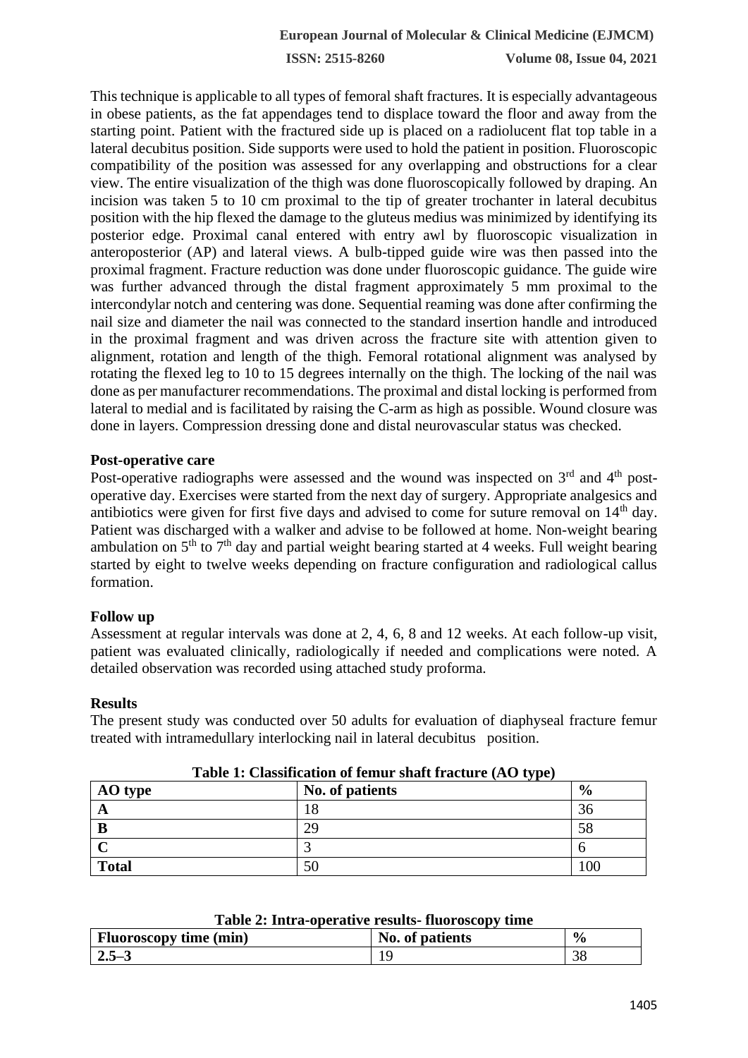This technique is applicable to all types of femoral shaft fractures. It is especially advantageous in obese patients, as the fat appendages tend to displace toward the floor and away from the starting point. Patient with the fractured side up is placed on a radiolucent flat top table in a lateral decubitus position. Side supports were used to hold the patient in position. Fluoroscopic compatibility of the position was assessed for any overlapping and obstructions for a clear view. The entire visualization of the thigh was done fluoroscopically followed by draping. An incision was taken 5 to 10 cm proximal to the tip of greater trochanter in lateral decubitus position with the hip flexed the damage to the gluteus medius was minimized by identifying its posterior edge. Proximal canal entered with entry awl by fluoroscopic visualization in anteroposterior (AP) and lateral views. A bulb-tipped guide wire was then passed into the proximal fragment. Fracture reduction was done under fluoroscopic guidance. The guide wire was further advanced through the distal fragment approximately 5 mm proximal to the intercondylar notch and centering was done. Sequential reaming was done after confirming the nail size and diameter the nail was connected to the standard insertion handle and introduced in the proximal fragment and was driven across the fracture site with attention given to alignment, rotation and length of the thigh. Femoral rotational alignment was analysed by rotating the flexed leg to 10 to 15 degrees internally on the thigh. The locking of the nail was done as per manufacturer recommendations. The proximal and distal locking is performed from lateral to medial and is facilitated by raising the C-arm as high as possible. Wound closure was done in layers. Compression dressing done and distal neurovascular status was checked.

**Post-operative care**

Post-operative radiographs were assessed and the wound was inspected on 3rd and 4th post-operative day. Exercises were started from the next day of surgery. Appropriate analgesics and antibiotics were given for first five days and advised to come for suture removal on 14th day. Patient was discharged with a walker and advise to be followed at home. Non-weight bearing ambulation on 5th to 7th day and partial weight bearing started at 4 weeks. Full weight bearing started by eight to twelve weeks depending on fracture configuration and radiological callus formation.

**Follow up**

Assessment at regular intervals was done at 2, 4, 6, 8 and 12 weeks. At each follow-up visit, patient was evaluated clinically, radiologically if needed and complications were noted. A detailed observation was recorded using attached study proforma.

**Results**

The present study was conducted over 50 adults for evaluation of diaphyseal fracture femur treated with intramedullary interlocking nail in lateral decubitus position.

**Table 1: Classification of femur shaft fracture (AO type)**

| AO type | No. of patients | % |
|---|---|---|
| A | 18 | 36 |
| B | 29 | 58 |
| C | 3 | 6 |
| Total | 50 | 100 |

**Table 2: Intra-operative results- fluoroscopy time**

| Fluoroscopy time (min) | No. of patients | % |
|---|---|---|
| 2.5–3 | 19 | 38 |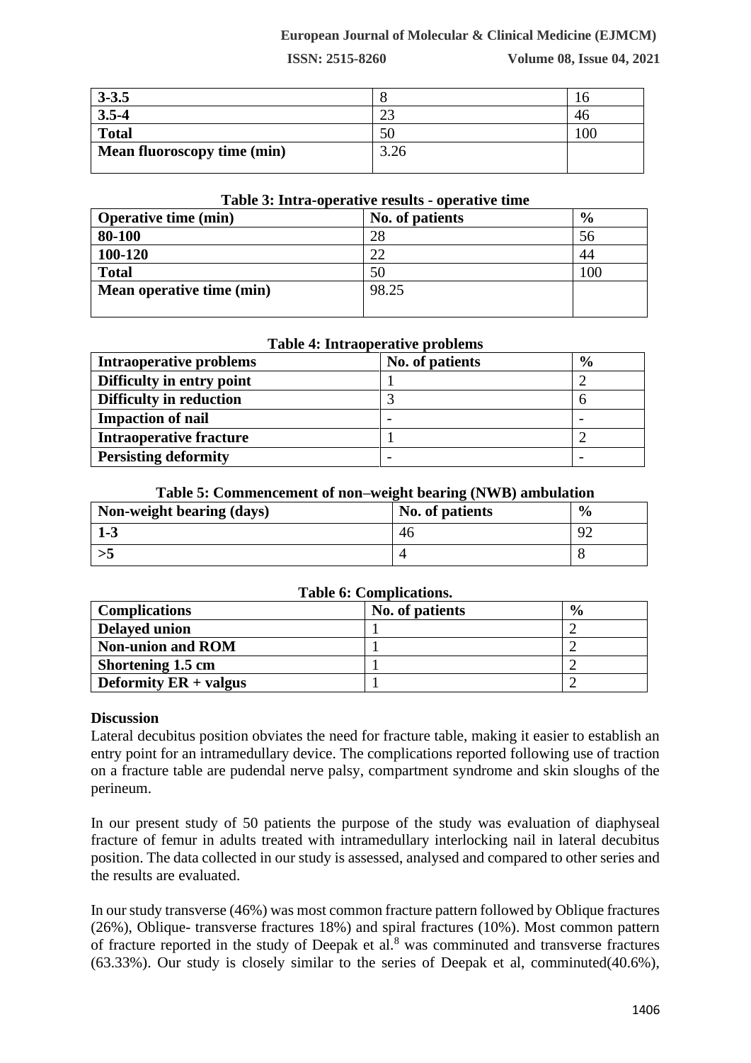| 3-3.5 | 8 | 16 |
|---|---|---|
| 3.5-4 | 23 | 46 |
| Total | 50 | 100 |
| Mean fluoroscopy time (min) | 3.26 | |

**Table 3: Intra-operative results - operative time**

| Operative time (min) | No. of patients | % |
|---|---|---|
| 80-100 | 28 | 56 |
| 100-120 | 22 | 44 |
| Total | 50 | 100 |
| Mean operative time (min) | 98.25 | |

**Table 4: Intraoperative problems**

| Intraoperative problems | No. of patients | % |
|---|---|---|
| Difficulty in entry point | 1 | 2 |
| Difficulty in reduction | 3 | 6 |
| Impaction of nail | - | - |
| Intraoperative fracture | 1 | 2 |
| Persisting deformity | - | - |

**Table 5: Commencement of non–weight bearing (NWB) ambulation**

| Non-weight bearing (days) | No. of patients | % |
|---|---|---|
| 1-3 | 46 | 92 |
| >5 | 4 | 8 |

**Table 6: Complications.**

| Complications | No. of patients | % |
|---|---|---|
| Delayed union | 1 | 2 |
| Non-union and ROM | 1 | 2 |
| Shortening 1.5 cm | 1 | 2 |
| Deformity ER + valgus | 1 | 2 |

## Discussion

Lateral decubitus position obviates the need for fracture table, making it easier to establish an entry point for an intramedullary device. The complications reported following use of traction on a fracture table are pudendal nerve palsy, compartment syndrome and skin sloughs of the perineum.

In our present study of 50 patients the purpose of the study was evaluation of diaphyseal fracture of femur in adults treated with intramedullary interlocking nail in lateral decubitus position. The data collected in our study is assessed, analysed and compared to other series and the results are evaluated.

In our study transverse (46%) was most common fracture pattern followed by Oblique fractures (26%), Oblique- transverse fractures 18%) and spiral fractures (10%). Most common pattern of fracture reported in the study of Deepak et al.[8] was comminuted and transverse fractures (63.33%). Our study is closely similar to the series of Deepak et al, comminuted(40.6%),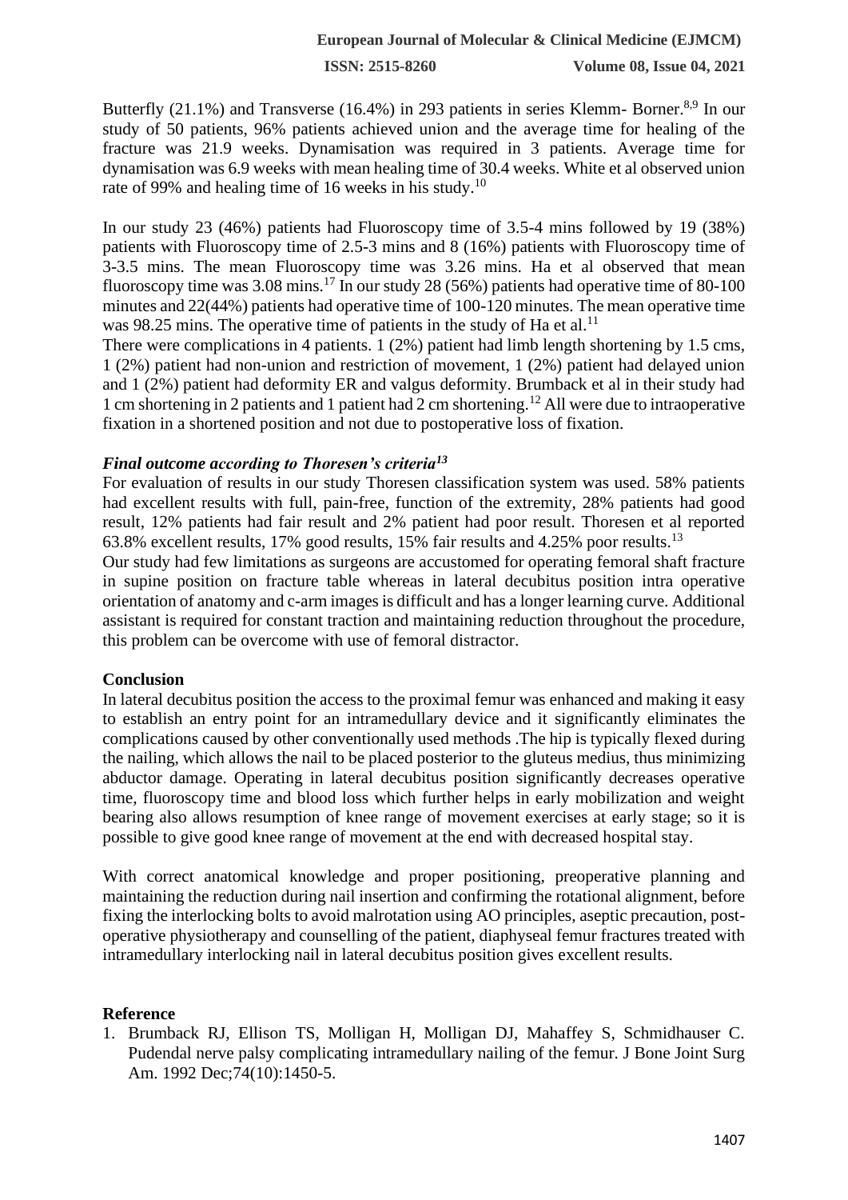Butterfly (21.1%) and Transverse (16.4%) in 293 patients in series Klemm- Borner.[8,9] In our study of 50 patients, 96% patients achieved union and the average time for healing of the fracture was 21.9 weeks. Dynamisation was required in 3 patients. Average time for dynamisation was 6.9 weeks with mean healing time of 30.4 weeks. White et al observed union rate of 99% and healing time of 16 weeks in his study.[10]

In our study 23 (46%) patients had Fluoroscopy time of 3.5-4 mins followed by 19 (38%) patients with Fluoroscopy time of 2.5-3 mins and 8 (16%) patients with Fluoroscopy time of 3-3.5 mins. The mean Fluoroscopy time was 3.26 mins. Ha et al observed that mean fluoroscopy time was 3.08 mins.[17] In our study 28 (56%) patients had operative time of 80-100 minutes and 22(44%) patients had operative time of 100-120 minutes. The mean operative time was 98.25 mins. The operative time of patients in the study of Ha et al.[11]

There were complications in 4 patients. 1 (2%) patient had limb length shortening by 1.5 cms, 1 (2%) patient had non-union and restriction of movement, 1 (2%) patient had delayed union and 1 (2%) patient had deformity ER and valgus deformity. Brumback et al in their study had 1 cm shortening in 2 patients and 1 patient had 2 cm shortening.[12] All were due to intraoperative fixation in a shortened position and not due to postoperative loss of fixation.

### *Final outcome according to Thoresen's criteria[13]*

For evaluation of results in our study Thoresen classification system was used. 58% patients had excellent results with full, pain-free, function of the extremity, 28% patients had good result, 12% patients had fair result and 2% patient had poor result. Thoresen et al reported 63.8% excellent results, 17% good results, 15% fair results and 4.25% poor results.[13]

Our study had few limitations as surgeons are accustomed for operating femoral shaft fracture in supine position on fracture table whereas in lateral decubitus position intra operative orientation of anatomy and c-arm images is difficult and has a longer learning curve. Additional assistant is required for constant traction and maintaining reduction throughout the procedure, this problem can be overcome with use of femoral distractor.

## Conclusion

In lateral decubitus position the access to the proximal femur was enhanced and making it easy to establish an entry point for an intramedullary device and it significantly eliminates the complications caused by other conventionally used methods .The hip is typically flexed during the nailing, which allows the nail to be placed posterior to the gluteus medius, thus minimizing abductor damage. Operating in lateral decubitus position significantly decreases operative time, fluoroscopy time and blood loss which further helps in early mobilization and weight bearing also allows resumption of knee range of movement exercises at early stage; so it is possible to give good knee range of movement at the end with decreased hospital stay.

With correct anatomical knowledge and proper positioning, preoperative planning and maintaining the reduction during nail insertion and confirming the rotational alignment, before fixing the interlocking bolts to avoid malrotation using AO principles, aseptic precaution, post-operative physiotherapy and counselling of the patient, diaphyseal femur fractures treated with intramedullary interlocking nail in lateral decubitus position gives excellent results.

## Reference

1. Brumback RJ, Ellison TS, Molligan H, Molligan DJ, Mahaffey S, Schmidhauser C. Pudendal nerve palsy complicating intramedullary nailing of the femur. J Bone Joint Surg Am. 1992 Dec;74(10):1450-5.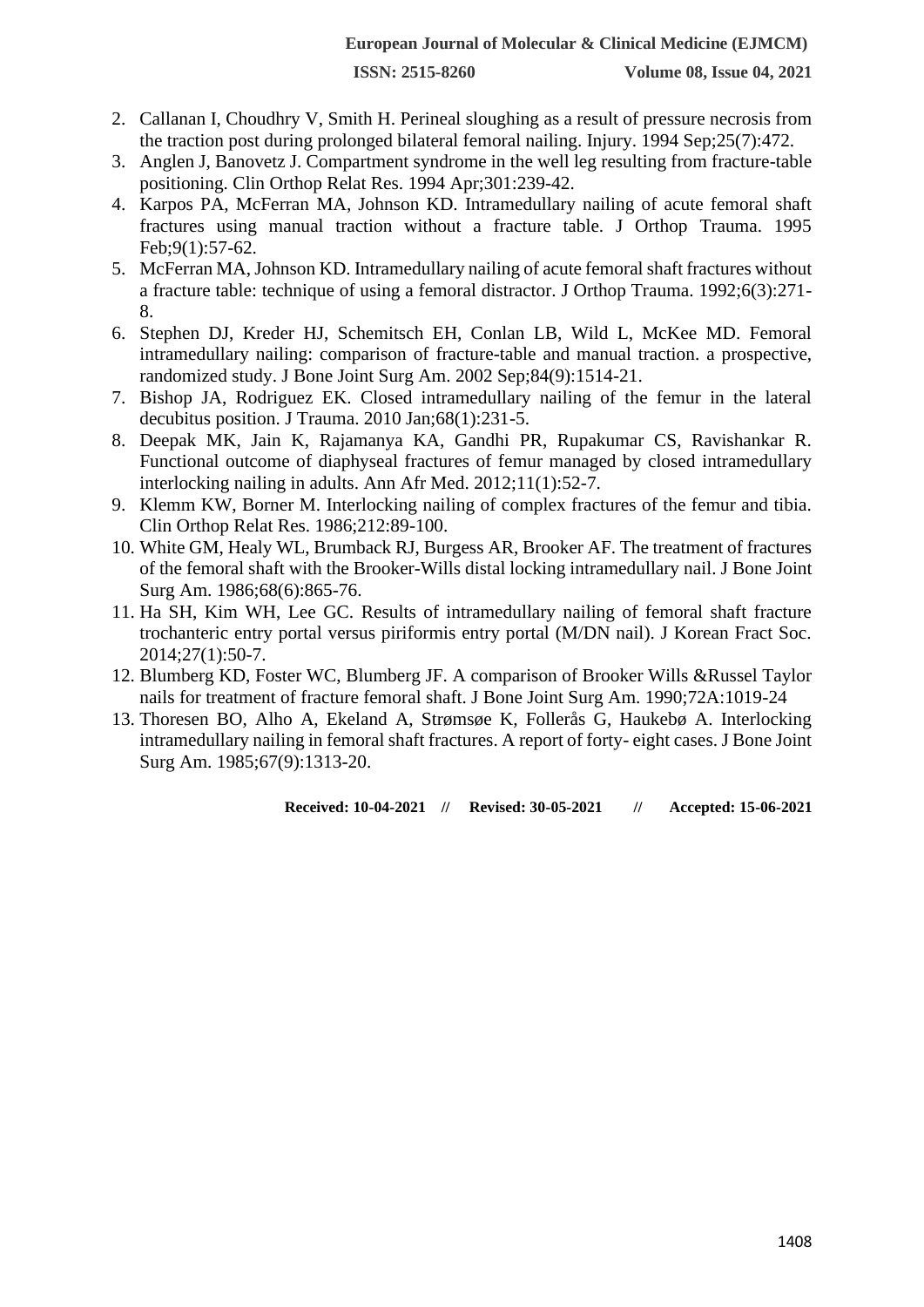2. Callanan I, Choudhry V, Smith H. Perineal sloughing as a result of pressure necrosis from the traction post during prolonged bilateral femoral nailing. Injury. 1994 Sep;25(7):472.
3. Anglen J, Banovetz J. Compartment syndrome in the well leg resulting from fracture-table positioning. Clin Orthop Relat Res. 1994 Apr;301:239-42.
4. Karpos PA, McFerran MA, Johnson KD. Intramedullary nailing of acute femoral shaft fractures using manual traction without a fracture table. J Orthop Trauma. 1995 Feb;9(1):57-62.
5. McFerran MA, Johnson KD. Intramedullary nailing of acute femoral shaft fractures without a fracture table: technique of using a femoral distractor. J Orthop Trauma. 1992;6(3):271-8.
6. Stephen DJ, Kreder HJ, Schemitsch EH, Conlan LB, Wild L, McKee MD. Femoral intramedullary nailing: comparison of fracture-table and manual traction. a prospective, randomized study. J Bone Joint Surg Am. 2002 Sep;84(9):1514-21.
7. Bishop JA, Rodriguez EK. Closed intramedullary nailing of the femur in the lateral decubitus position. J Trauma. 2010 Jan;68(1):231-5.
8. Deepak MK, Jain K, Rajamanya KA, Gandhi PR, Rupakumar CS, Ravishankar R. Functional outcome of diaphyseal fractures of femur managed by closed intramedullary interlocking nailing in adults. Ann Afr Med. 2012;11(1):52-7.
9. Klemm KW, Borner M. Interlocking nailing of complex fractures of the femur and tibia. Clin Orthop Relat Res. 1986;212:89-100.
10. White GM, Healy WL, Brumback RJ, Burgess AR, Brooker AF. The treatment of fractures of the femoral shaft with the Brooker-Wills distal locking intramedullary nail. J Bone Joint Surg Am. 1986;68(6):865-76.
11. Ha SH, Kim WH, Lee GC. Results of intramedullary nailing of femoral shaft fracture trochanteric entry portal versus piriformis entry portal (M/DN nail). J Korean Fract Soc. 2014;27(1):50-7.
12. Blumberg KD, Foster WC, Blumberg JF. A comparison of Brooker Wills &Russel Taylor nails for treatment of fracture femoral shaft. J Bone Joint Surg Am. 1990;72A:1019-24
13. Thoresen BO, Alho A, Ekeland A, Strømsøe K, Follerås G, Haukebø A. Interlocking intramedullary nailing in femoral shaft fractures. A report of forty- eight cases. J Bone Joint Surg Am. 1985;67(9):1313-20.

**Received: 10-04-2021 // Revised: 30-05-2021 // Accepted: 15-06-2021**